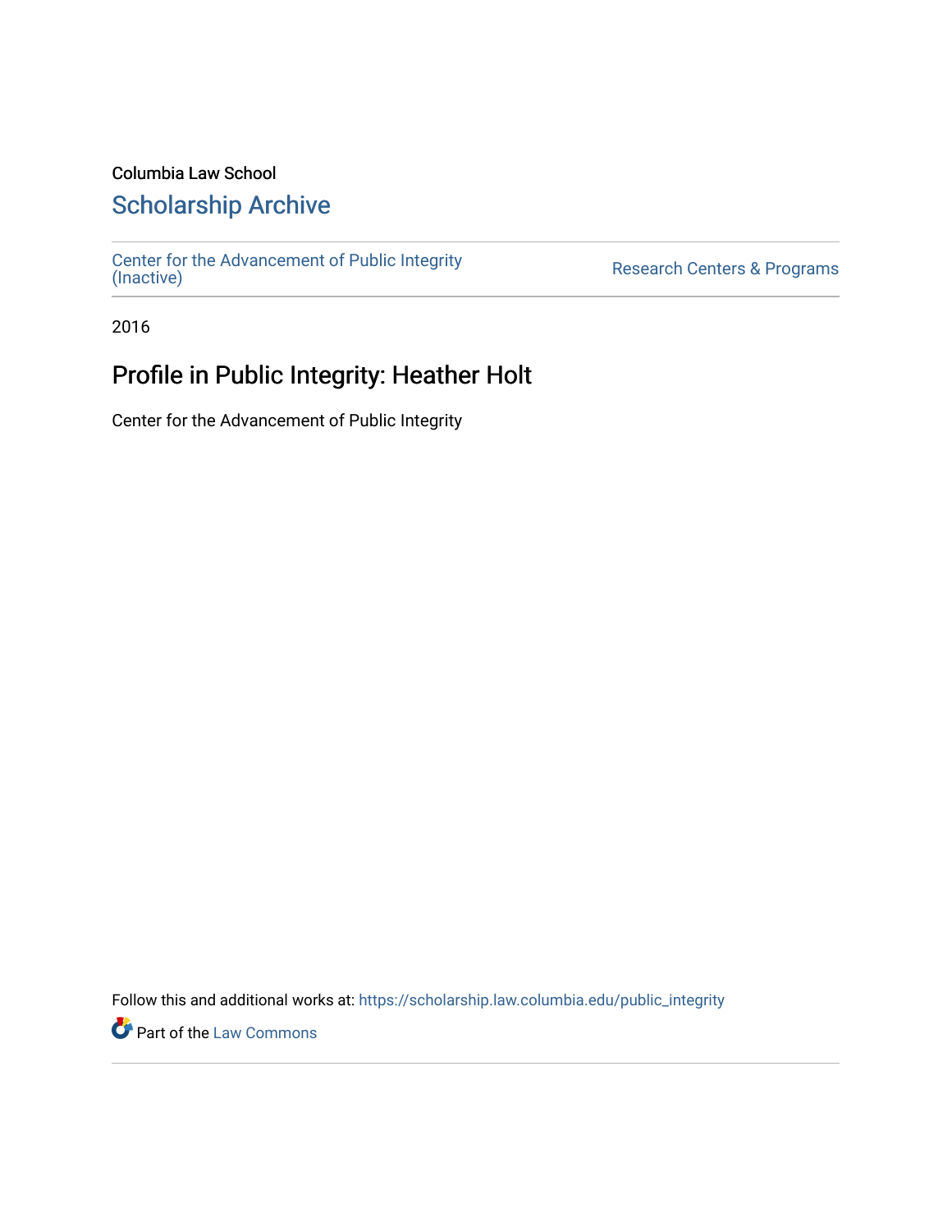Columbia Law School

# Scholarship Archive

Center for the Advancement of Public Integrity (Inactive)

Research Centers & Programs

2016

## Profile in Public Integrity: Heather Holt

Center for the Advancement of Public Integrity

Follow this and additional works at: https://scholarship.law.columbia.edu/public_integrity

Part of the Law Commons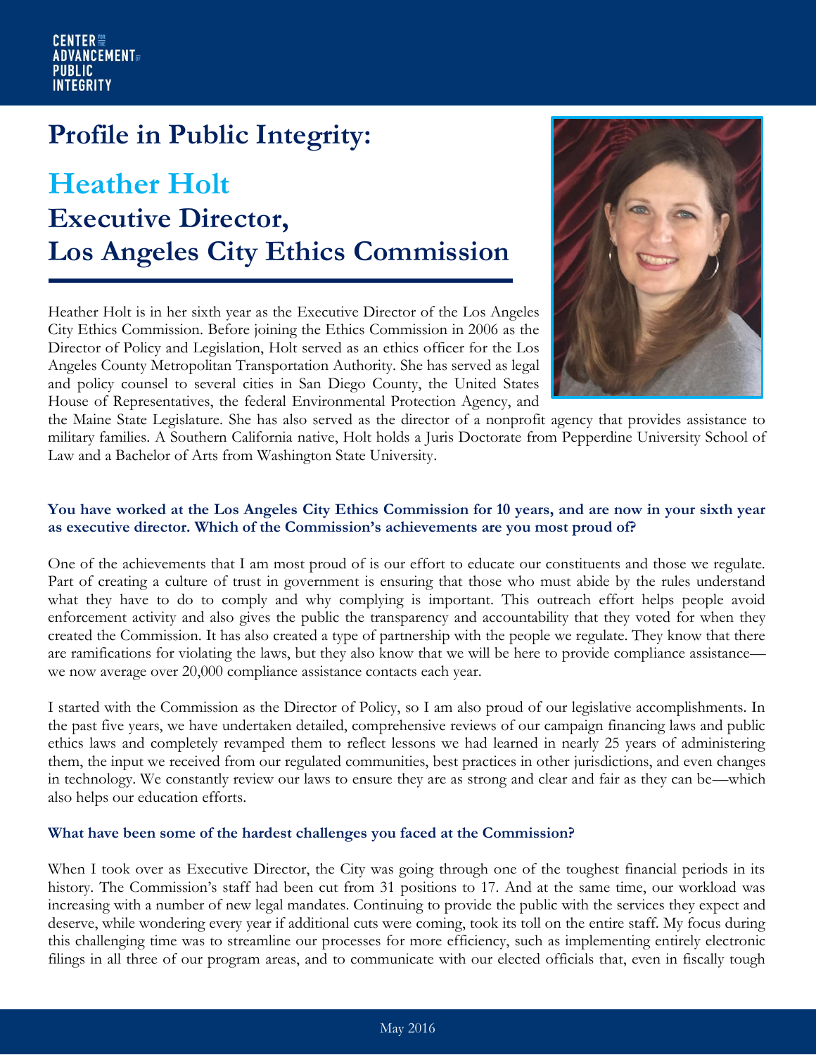# Profile in Public Integrity:

## Heather Holt

## Executive Director, Los Angeles City Ethics Commission

Heather Holt is in her sixth year as the Executive Director of the Los Angeles City Ethics Commission. Before joining the Ethics Commission in 2006 as the Director of Policy and Legislation, Holt served as an ethics officer for the Los Angeles County Metropolitan Transportation Authority. She has served as legal and policy counsel to several cities in San Diego County, the United States House of Representatives, the federal Environmental Protection Agency, and the Maine State Legislature. She has also served as the director of a nonprofit agency that provides assistance to military families. A Southern California native, Holt holds a Juris Doctorate from Pepperdine University School of Law and a Bachelor of Arts from Washington State University.

**You have worked at the Los Angeles City Ethics Commission for 10 years, and are now in your sixth year as executive director. Which of the Commission's achievements are you most proud of?**

One of the achievements that I am most proud of is our effort to educate our constituents and those we regulate. Part of creating a culture of trust in government is ensuring that those who must abide by the rules understand what they have to do to comply and why complying is important. This outreach effort helps people avoid enforcement activity and also gives the public the transparency and accountability that they voted for when they created the Commission. It has also created a type of partnership with the people we regulate. They know that there are ramifications for violating the laws, but they also know that we will be here to provide compliance assistance—we now average over 20,000 compliance assistance contacts each year.

I started with the Commission as the Director of Policy, so I am also proud of our legislative accomplishments. In the past five years, we have undertaken detailed, comprehensive reviews of our campaign financing laws and public ethics laws and completely revamped them to reflect lessons we had learned in nearly 25 years of administering them, the input we received from our regulated communities, best practices in other jurisdictions, and even changes in technology. We constantly review our laws to ensure they are as strong and clear and fair as they can be—which also helps our education efforts.

**What have been some of the hardest challenges you faced at the Commission?**

When I took over as Executive Director, the City was going through one of the toughest financial periods in its history. The Commission's staff had been cut from 31 positions to 17. And at the same time, our workload was increasing with a number of new legal mandates. Continuing to provide the public with the services they expect and deserve, while wondering every year if additional cuts were coming, took its toll on the entire staff. My focus during this challenging time was to streamline our processes for more efficiency, such as implementing entirely electronic filings in all three of our program areas, and to communicate with our elected officials that, even in fiscally tough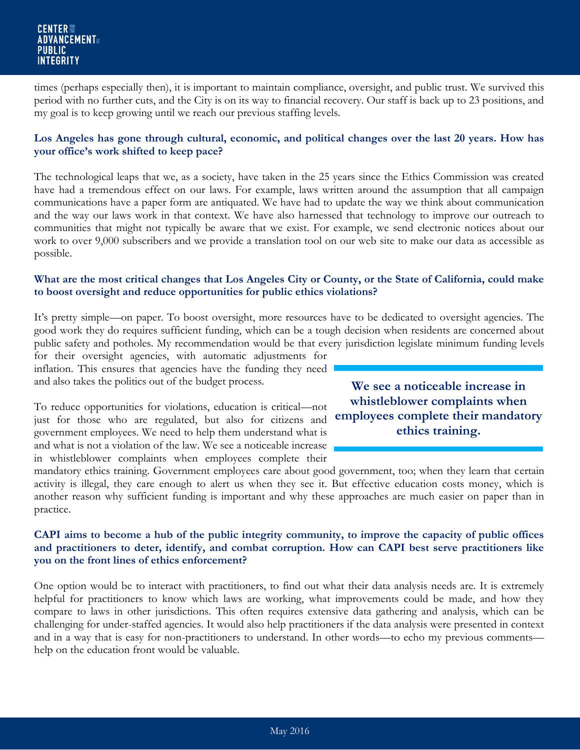times (perhaps especially then), it is important to maintain compliance, oversight, and public trust. We survived this period with no further cuts, and the City is on its way to financial recovery. Our staff is back up to 23 positions, and my goal is to keep growing until we reach our previous staffing levels.

**Los Angeles has gone through cultural, economic, and political changes over the last 20 years. How has your office's work shifted to keep pace?**

The technological leaps that we, as a society, have taken in the 25 years since the Ethics Commission was created have had a tremendous effect on our laws. For example, laws written around the assumption that all campaign communications have a paper form are antiquated. We have had to update the way we think about communication and the way our laws work in that context. We have also harnessed that technology to improve our outreach to communities that might not typically be aware that we exist. For example, we send electronic notices about our work to over 9,000 subscribers and we provide a translation tool on our web site to make our data as accessible as possible.

**What are the most critical changes that Los Angeles City or County, or the State of California, could make to boost oversight and reduce opportunities for public ethics violations?**

It's pretty simple—on paper. To boost oversight, more resources have to be dedicated to oversight agencies. The good work they do requires sufficient funding, which can be a tough decision when residents are concerned about public safety and potholes. My recommendation would be that every jurisdiction legislate minimum funding levels for their oversight agencies, with automatic adjustments for inflation. This ensures that agencies have the funding they need and also takes the politics out of the budget process.

To reduce opportunities for violations, education is critical—not just for those who are regulated, but also for citizens and government employees. We need to help them understand what is and what is not a violation of the law. We see a noticeable increase in whistleblower complaints when employees complete their mandatory ethics training. Government employees care about good government, too; when they learn that certain activity is illegal, they care enough to alert us when they see it. But effective education costs money, which is another reason why sufficient funding is important and why these approaches are much easier on paper than in practice.

> **We see a noticeable increase in whistleblower complaints when employees complete their mandatory ethics training.**

**CAPI aims to become a hub of the public integrity community, to improve the capacity of public offices and practitioners to deter, identify, and combat corruption. How can CAPI best serve practitioners like you on the front lines of ethics enforcement?**

One option would be to interact with practitioners, to find out what their data analysis needs are. It is extremely helpful for practitioners to know which laws are working, what improvements could be made, and how they compare to laws in other jurisdictions. This often requires extensive data gathering and analysis, which can be challenging for under-staffed agencies. It would also help practitioners if the data analysis were presented in context and in a way that is easy for non-practitioners to understand. In other words—to echo my previous comments—help on the education front would be valuable.